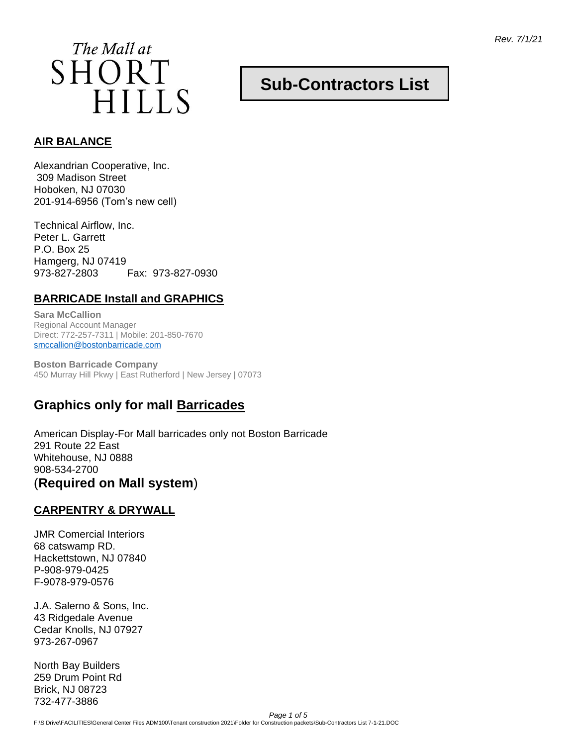*Rev. 7/1/21*

The Mall at
SHORT
HILLS

# Sub-Contractors List

## AIR BALANCE

Alexandrian Cooperative, Inc.
309 Madison Street
Hoboken, NJ 07030
201-914-6956 (Tom's new cell)

Technical Airflow, Inc.
Peter L. Garrett
P.O. Box 25
Hamgerg, NJ 07419
973-827-2803 Fax: 973-827-0930

## BARRICADE Install and GRAPHICS

**Sara McCallion**
Regional Account Manager
Direct: 772-257-7311 | Mobile: 201-850-7670
smccallion@bostonbarricade.com

**Boston Barricade Company**
450 Murray Hill Pkwy | East Rutherford | New Jersey | 07073

## Graphics only for mall Barricades

American Display-For Mall barricades only not Boston Barricade
291 Route 22 East
Whitehouse, NJ 0888
908-534-2700
(**Required on Mall system**)

## CARPENTRY & DRYWALL

JMR Comercial Interiors
68 catswamp RD.
Hackettstown, NJ 07840
P-908-979-0425
F-9078-979-0576

J.A. Salerno & Sons, Inc.
43 Ridgedale Avenue
Cedar Knolls, NJ 07927
973-267-0967

North Bay Builders
259 Drum Point Rd
Brick, NJ 08723
732-477-3886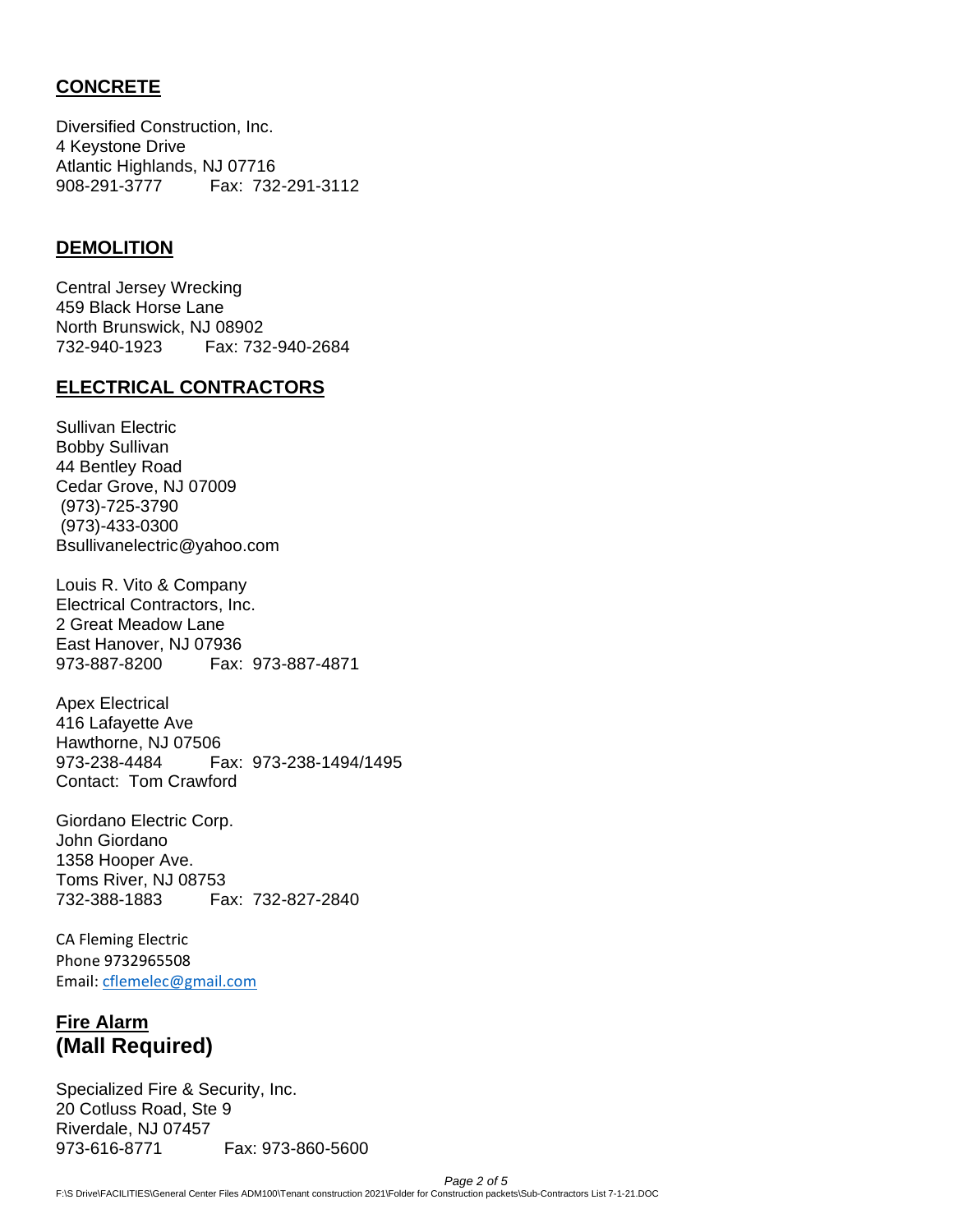## **CONCRETE**

Diversified Construction, Inc.  
4 Keystone Drive  
Atlantic Highlands, NJ 07716  
908-291-3777 Fax: 732-291-3112

## **DEMOLITION**

Central Jersey Wrecking  
459 Black Horse Lane  
North Brunswick, NJ 08902  
732-940-1923 Fax: 732-940-2684

## **ELECTRICAL CONTRACTORS**

Sullivan Electric  
Bobby Sullivan  
44 Bentley Road  
Cedar Grove, NJ 07009  
(973)-725-3790  
(973)-433-0300  
Bsullivanelectric@yahoo.com

Louis R. Vito & Company  
Electrical Contractors, Inc.  
2 Great Meadow Lane  
East Hanover, NJ 07936  
973-887-8200 Fax: 973-887-4871

Apex Electrical  
416 Lafayette Ave  
Hawthorne, NJ 07506  
973-238-4484 Fax: 973-238-1494/1495  
Contact: Tom Crawford

Giordano Electric Corp.  
John Giordano  
1358 Hooper Ave.  
Toms River, NJ 08753  
732-388-1883 Fax: 732-827-2840

CA Fleming Electric  
Phone 9732965508  
Email: cflemelec@gmail.com

## **Fire Alarm**
## **(Mall Required)**

Specialized Fire & Security, Inc.  
20 Cotluss Road, Ste 9  
Riverdale, NJ 07457  
973-616-8771 Fax: 973-860-5600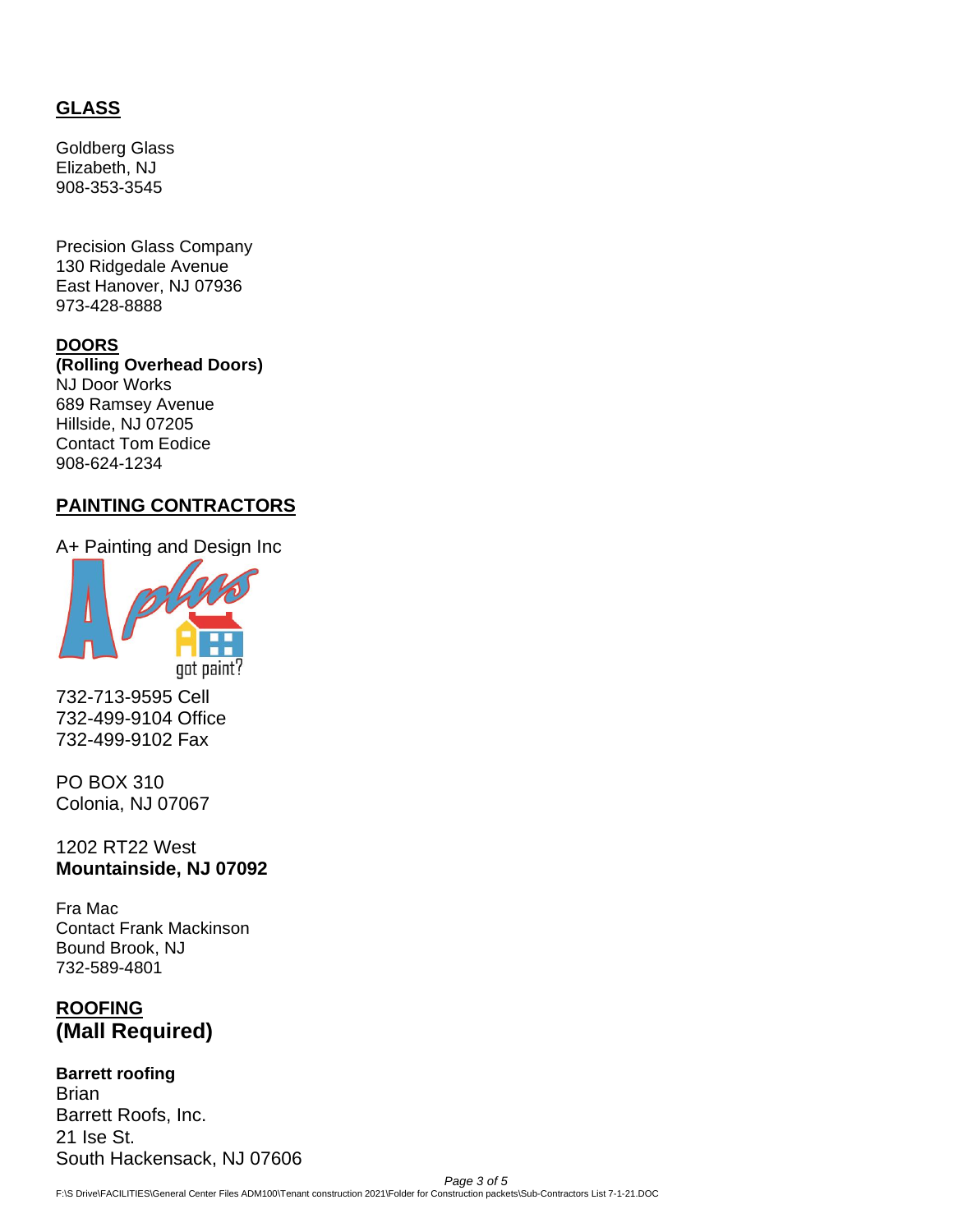## GLASS

Goldberg Glass
Elizabeth, NJ
908-353-3545

Precision Glass Company
130 Ridgedale Avenue
East Hanover, NJ 07936
973-428-8888

## DOORS

**(Rolling Overhead Doors)**
NJ Door Works
689 Ramsey Avenue
Hillside, NJ 07205
Contact Tom Eodice
908-624-1234

## PAINTING CONTRACTORS

A+ Painting and Design Inc

732-713-9595 Cell
732-499-9104 Office
732-499-9102 Fax

PO BOX 310
Colonia, NJ 07067

1202 RT22 West
**Mountainside, NJ 07092**

Fra Mac
Contact Frank Mackinson
Bound Brook, NJ
732-589-4801

## ROOFING
**(Mall Required)**

**Barrett roofing**
Brian
Barrett Roofs, Inc.
21 Ise St.
South Hackensack, NJ 07606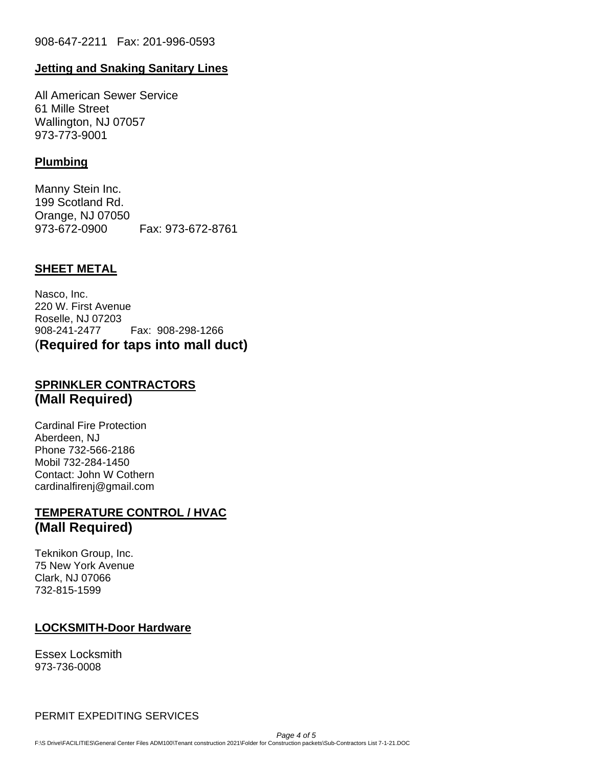908-647-2211 Fax: 201-996-0593

**Jetting and Snaking Sanitary Lines**

All American Sewer Service
61 Mille Street
Wallington, NJ 07057
973-773-9001

**Plumbing**

Manny Stein Inc.
199 Scotland Rd.
Orange, NJ 07050
973-672-0900 Fax: 973-672-8761

**SHEET METAL**

Nasco, Inc.
220 W. First Avenue
Roselle, NJ 07203
908-241-2477 Fax: 908-298-1266
(**Required for taps into mall duct)**

**SPRINKLER CONTRACTORS**
**(Mall Required)**

Cardinal Fire Protection
Aberdeen, NJ
Phone 732-566-2186
Mobil 732-284-1450
Contact: John W Cothern
cardinalfirenj@gmail.com

**TEMPERATURE CONTROL / HVAC**
**(Mall Required)**

Teknikon Group, Inc.
75 New York Avenue
Clark, NJ 07066
732-815-1599

**LOCKSMITH-Door Hardware**

Essex Locksmith
973-736-0008

PERMIT EXPEDITING SERVICES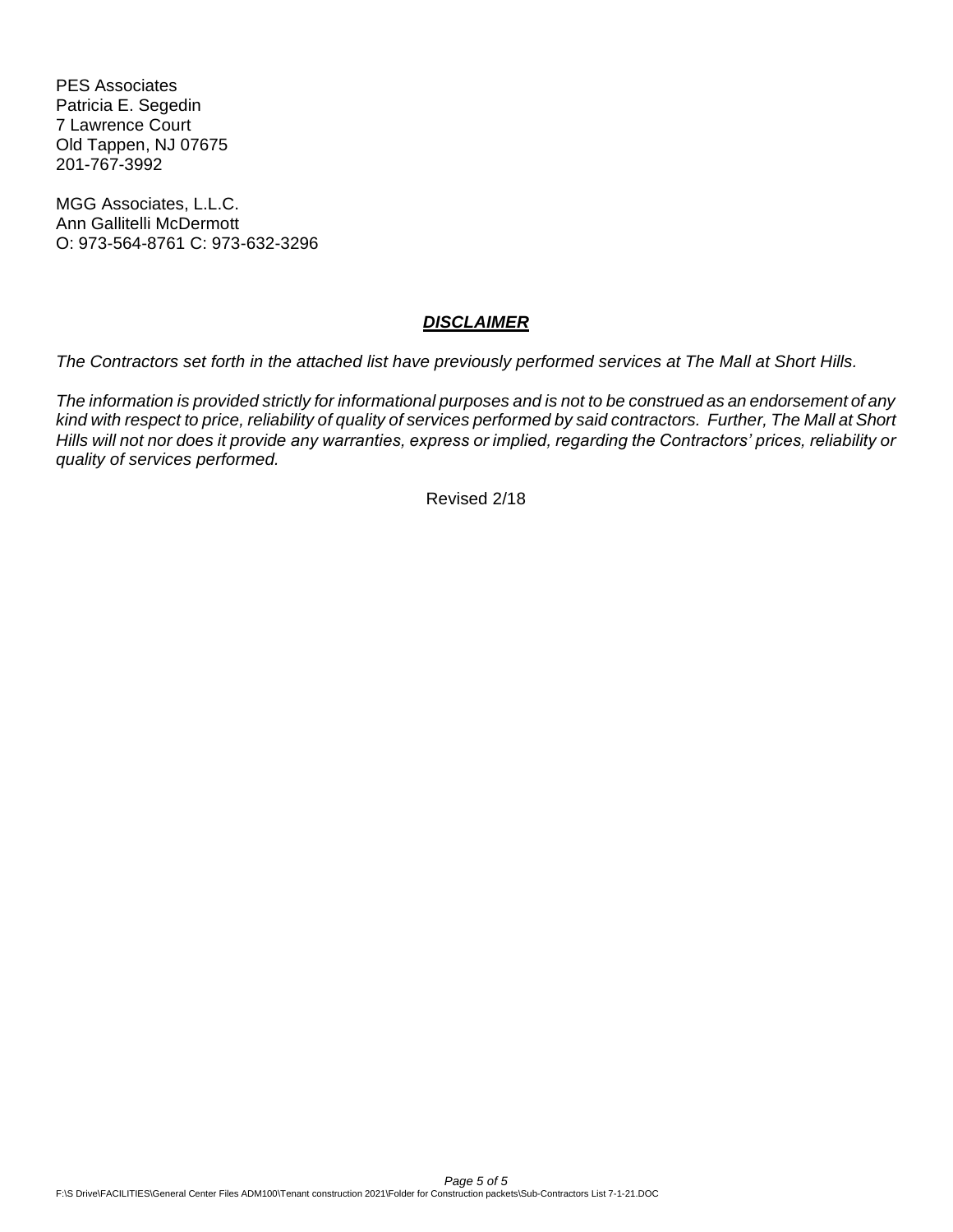PES Associates
Patricia E. Segedin
7 Lawrence Court
Old Tappen, NJ 07675
201-767-3992

MGG Associates, L.L.C.
Ann Gallitelli McDermott
O: 973-564-8761 C: 973-632-3296

***DISCLAIMER***

*The Contractors set forth in the attached list have previously performed services at The Mall at Short Hills.*

*The information is provided strictly for informational purposes and is not to be construed as an endorsement of any kind with respect to price, reliability of quality of services performed by said contractors. Further, The Mall at Short Hills will not nor does it provide any warranties, express or implied, regarding the Contractors' prices, reliability or quality of services performed.*

Revised 2/18

F:\S Drive\FACILITIES\General Center Files ADM100\Tenant construction 2021\Folder for Construction packets\Sub-Contractors List 7-1-21.DOC